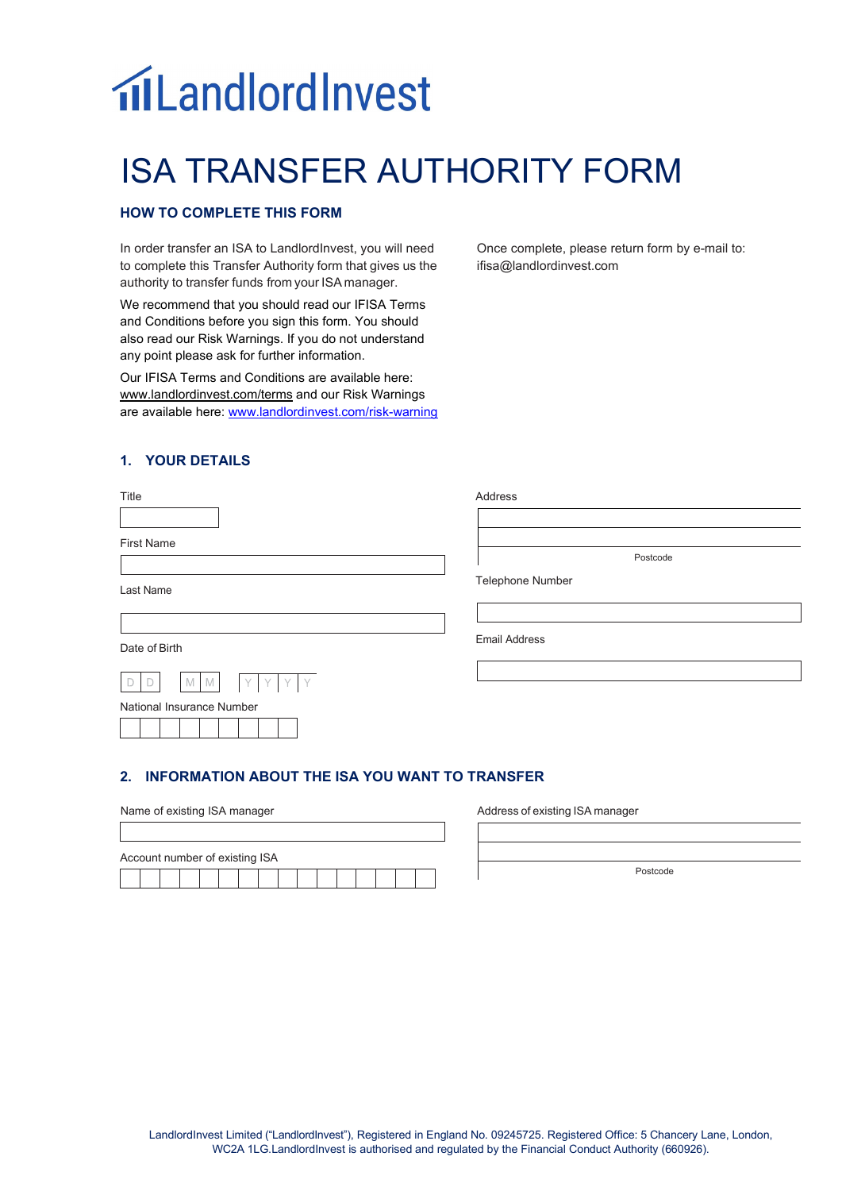# LandlordInvest

# ISA TRANSFER AUTHORITY FORM

## HOW TO COMPLETE THIS FORM

In order transfer an ISA to LandlordInvest, you will need to complete this Transfer Authority form that gives us the authority to transfer funds from your ISA manager.

We recommend that you should read our IFISA Terms and Conditions before you sign this form. You should also read our Risk Warnings. If you do not understand any point please ask for further information.

Our IFISA Terms and Conditions are available here: www.landlordinvest.com/terms and our Risk Warnings are available here: www.landlordinvest.com/risk-warning

Once complete, please return form by e-mail to: ifisa@landlordinvest.com

## 1. YOUR DETAILS

Title

First Name

Last Name

Date of Birth

D D M M Y Y Y Y

National Insurance Number

Address

Postcode

Telephone Number

Email Address

## 2. INFORMATION ABOUT THE ISA YOU WANT TO TRANSFER

Name of existing ISA manager

Account number of existing ISA

Address of existing ISA manager

Postcode

LandlordInvest Limited (“LandlordInvest”), Registered in England No. 09245725. Registered Office: 5 Chancery Lane, London, WC2A 1LG.LandlordInvest is authorised and regulated by the Financial Conduct Authority (660926).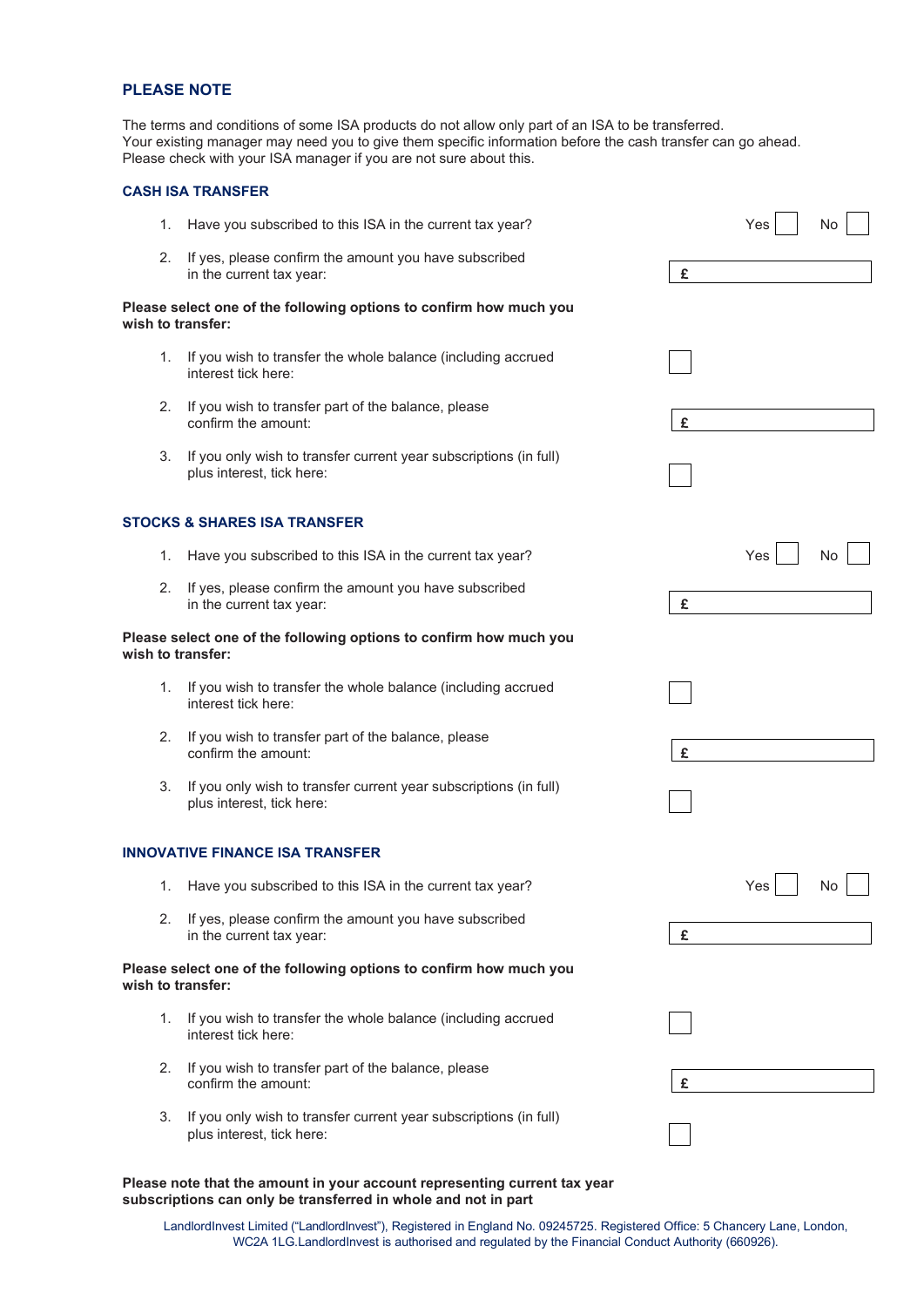## PLEASE NOTE

The terms and conditions of some ISA products do not allow only part of an ISA to be transferred.
Your existing manager may need you to give them specific information before the cash transfer can go ahead.
Please check with your ISA manager if you are not sure about this.

### CASH ISA TRANSFER

1. Have you subscribed to this ISA in the current tax year? Yes ☐ No ☐
2. If yes, please confirm the amount you have subscribed in the current tax year: £

**Please select one of the following options to confirm how much you wish to transfer:**

1. If you wish to transfer the whole balance (including accrued interest tick here: ☐
2. If you wish to transfer part of the balance, please confirm the amount: £
3. If you only wish to transfer current year subscriptions (in full) plus interest, tick here: ☐

### STOCKS & SHARES ISA TRANSFER

1. Have you subscribed to this ISA in the current tax year? Yes ☐ No ☐
2. If yes, please confirm the amount you have subscribed in the current tax year: £

**Please select one of the following options to confirm how much you wish to transfer:**

1. If you wish to transfer the whole balance (including accrued interest tick here: ☐
2. If you wish to transfer part of the balance, please confirm the amount: £
3. If you only wish to transfer current year subscriptions (in full) plus interest, tick here: ☐

### INNOVATIVE FINANCE ISA TRANSFER

1. Have you subscribed to this ISA in the current tax year? Yes ☐ No ☐
2. If yes, please confirm the amount you have subscribed in the current tax year: £

**Please select one of the following options to confirm how much you wish to transfer:**

1. If you wish to transfer the whole balance (including accrued interest tick here: ☐
2. If you wish to transfer part of the balance, please confirm the amount: £
3. If you only wish to transfer current year subscriptions (in full) plus interest, tick here: ☐

**Please note that the amount in your account representing current tax year subscriptions can only be transferred in whole and not in part**

LandlordInvest Limited ("LandlordInvest"), Registered in England No. 09245725. Registered Office: 5 Chancery Lane, London, WC2A 1LG.LandlordInvest is authorised and regulated by the Financial Conduct Authority (660926).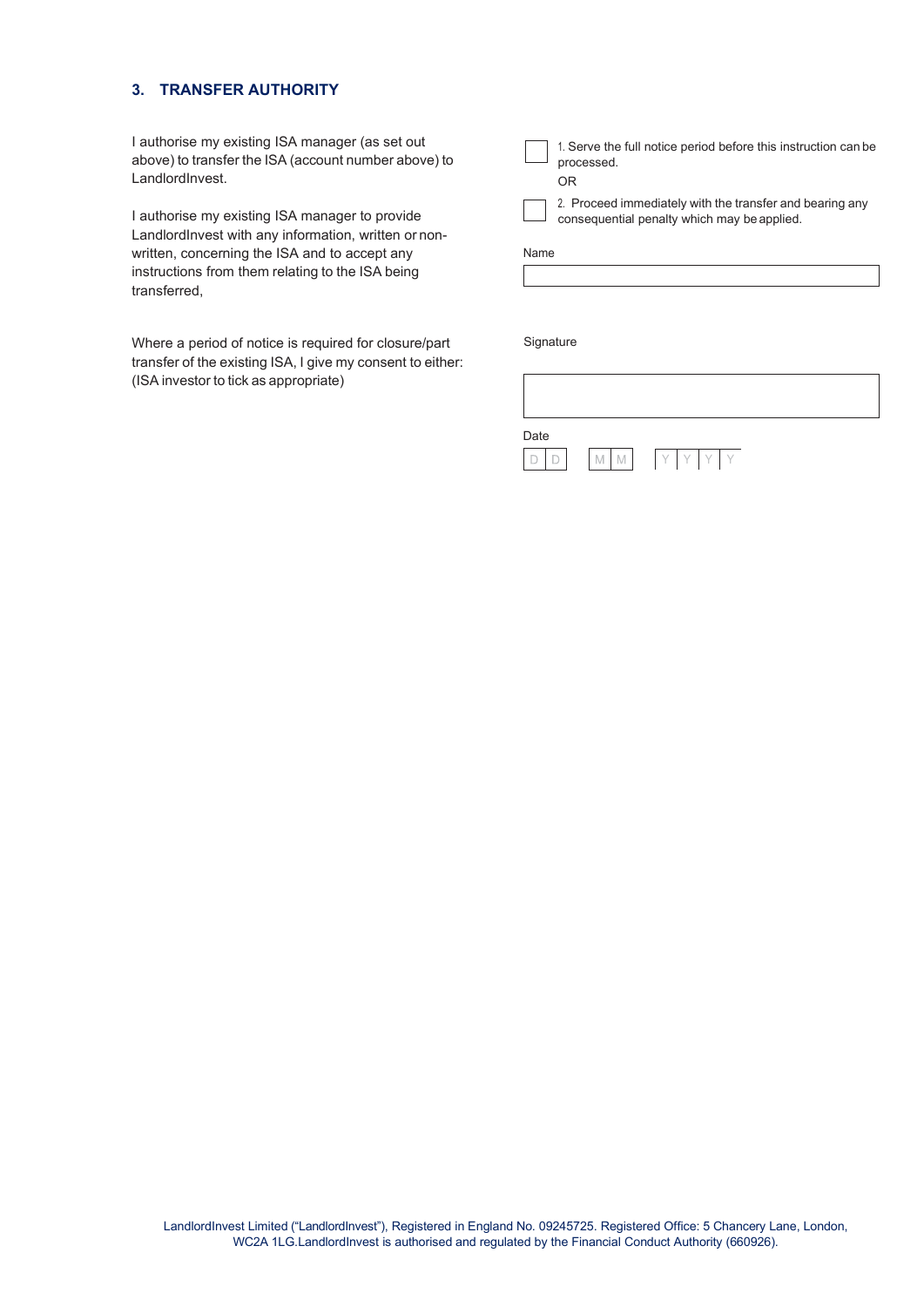## 3. TRANSFER AUTHORITY

I authorise my existing ISA manager (as set out above) to transfer the ISA (account number above) to LandlordInvest.

I authorise my existing ISA manager to provide LandlordInvest with any information, written or non-written, concerning the ISA and to accept any instructions from them relating to the ISA being transferred,

Where a period of notice is required for closure/part transfer of the existing ISA, I give my consent to either: (ISA investor to tick as appropriate)

☐ 1. Serve the full notice period before this instruction can be processed.

OR

☐ 2. Proceed immediately with the transfer and bearing any consequential penalty which may be applied.

Name

Signature

Date

D D | M M | Y Y Y Y

LandlordInvest Limited ("LandlordInvest"), Registered in England No. 09245725. Registered Office: 5 Chancery Lane, London, WC2A 1LG.LandlordInvest is authorised and regulated by the Financial Conduct Authority (660926).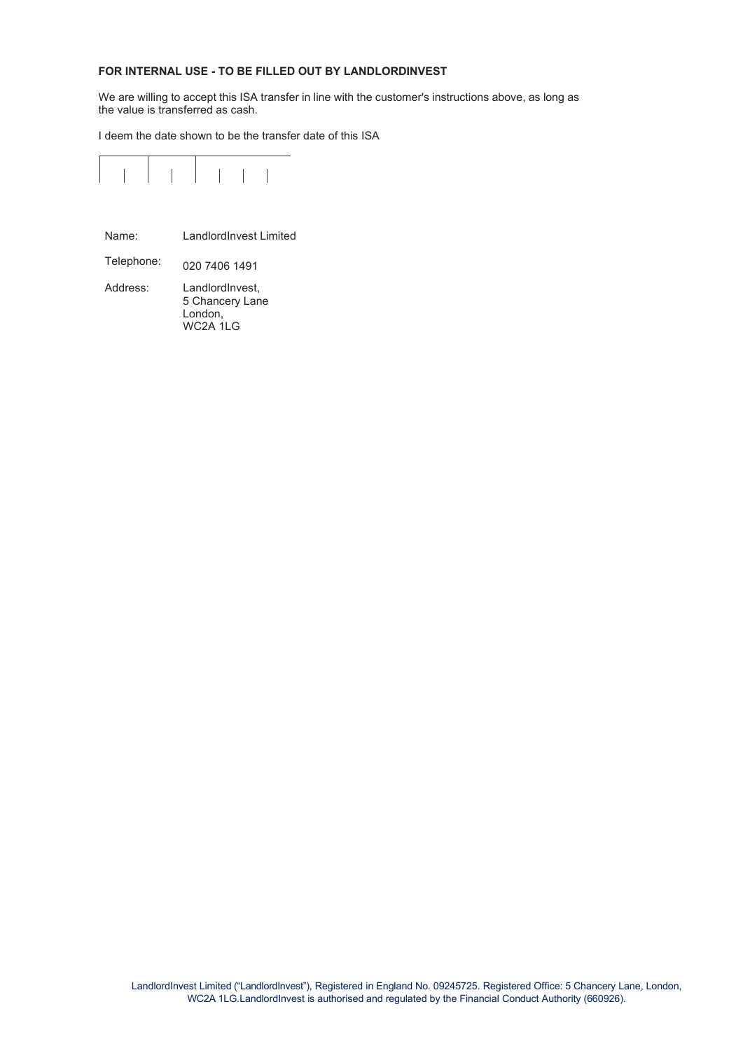**FOR INTERNAL USE - TO BE FILLED OUT BY LANDLORDINVEST**

We are willing to accept this ISA transfer in line with the customer's instructions above, as long as the value is transferred as cash.

I deem the date shown to be the transfer date of this ISA

| | | | | | | | |
|---|---|---|---|---|---|---|---|
| | | | | | | | |

| | |
|---|---|
| Name: | LandlordInvest Limited |
| Telephone: | 020 7406 1491 |
| Address: | LandlordInvest,<br>5 Chancery Lane<br>London,<br>WC2A 1LG |

LandlordInvest Limited ("LandlordInvest"), Registered in England No. 09245725. Registered Office: 5 Chancery Lane, London, WC2A 1LG.LandlordInvest is authorised and regulated by the Financial Conduct Authority (660926).